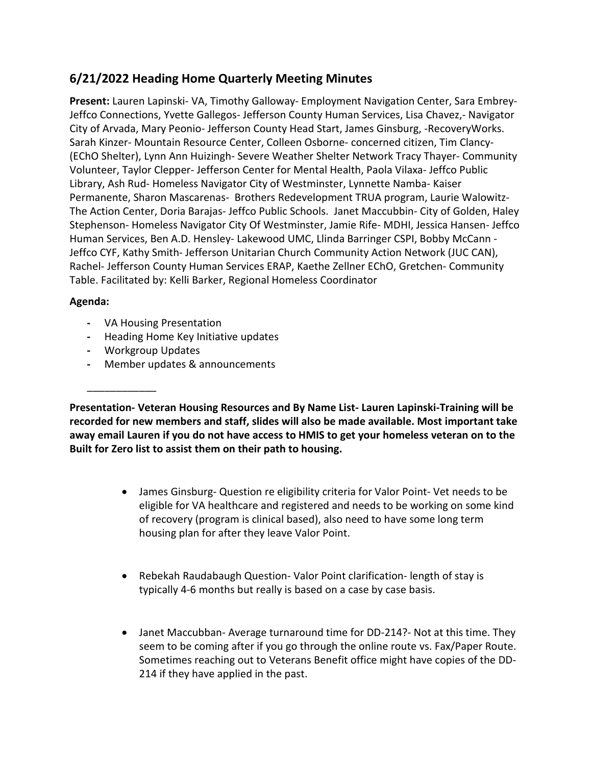## 6/21/2022 Heading Home Quarterly Meeting Minutes

**Present:** Lauren Lapinski- VA, Timothy Galloway- Employment Navigation Center, Sara Embrey-Jeffco Connections, Yvette Gallegos- Jefferson County Human Services, Lisa Chavez,- Navigator City of Arvada, Mary Peonio- Jefferson County Head Start, James Ginsburg, -RecoveryWorks. Sarah Kinzer- Mountain Resource Center, Colleen Osborne- concerned citizen, Tim Clancy- (EChO Shelter), Lynn Ann Huizingh- Severe Weather Shelter Network Tracy Thayer- Community Volunteer, Taylor Clepper- Jefferson Center for Mental Health, Paola Vilaxa- Jeffco Public Library, Ash Rud- Homeless Navigator City of Westminster, Lynnette Namba- Kaiser Permanente, Sharon Mascarenas- Brothers Redevelopment TRUA program, Laurie Walowitz-The Action Center, Doria Barajas- Jeffco Public Schools. Janet Maccubbin- City of Golden, Haley Stephenson- Homeless Navigator City Of Westminster, Jamie Rife- MDHI, Jessica Hansen- Jeffco Human Services, Ben A.D. Hensley- Lakewood UMC, Llinda Barringer CSPI, Bobby McCann - Jeffco CYF, Kathy Smith- Jefferson Unitarian Church Community Action Network (JUC CAN), Rachel- Jefferson County Human Services ERAP, Kaethe Zellner EChO, Gretchen- Community Table. Facilitated by: Kelli Barker, Regional Homeless Coordinator

**Agenda:**

- VA Housing Presentation
- Heading Home Key Initiative updates
- Workgroup Updates
- Member updates & announcements

---

**Presentation- Veteran Housing Resources and By Name List- Lauren Lapinski-Training will be recorded for new members and staff, slides will also be made available. Most important take away email Lauren if you do not have access to HMIS to get your homeless veteran on to the Built for Zero list to assist them on their path to housing.**

- James Ginsburg- Question re eligibility criteria for Valor Point- Vet needs to be eligible for VA healthcare and registered and needs to be working on some kind of recovery (program is clinical based), also need to have some long term housing plan for after they leave Valor Point.

- Rebekah Raudabaugh Question- Valor Point clarification- length of stay is typically 4-6 months but really is based on a case by case basis.

- Janet Maccubban- Average turnaround time for DD-214?- Not at this time. They seem to be coming after if you go through the online route vs. Fax/Paper Route. Sometimes reaching out to Veterans Benefit office might have copies of the DD-214 if they have applied in the past.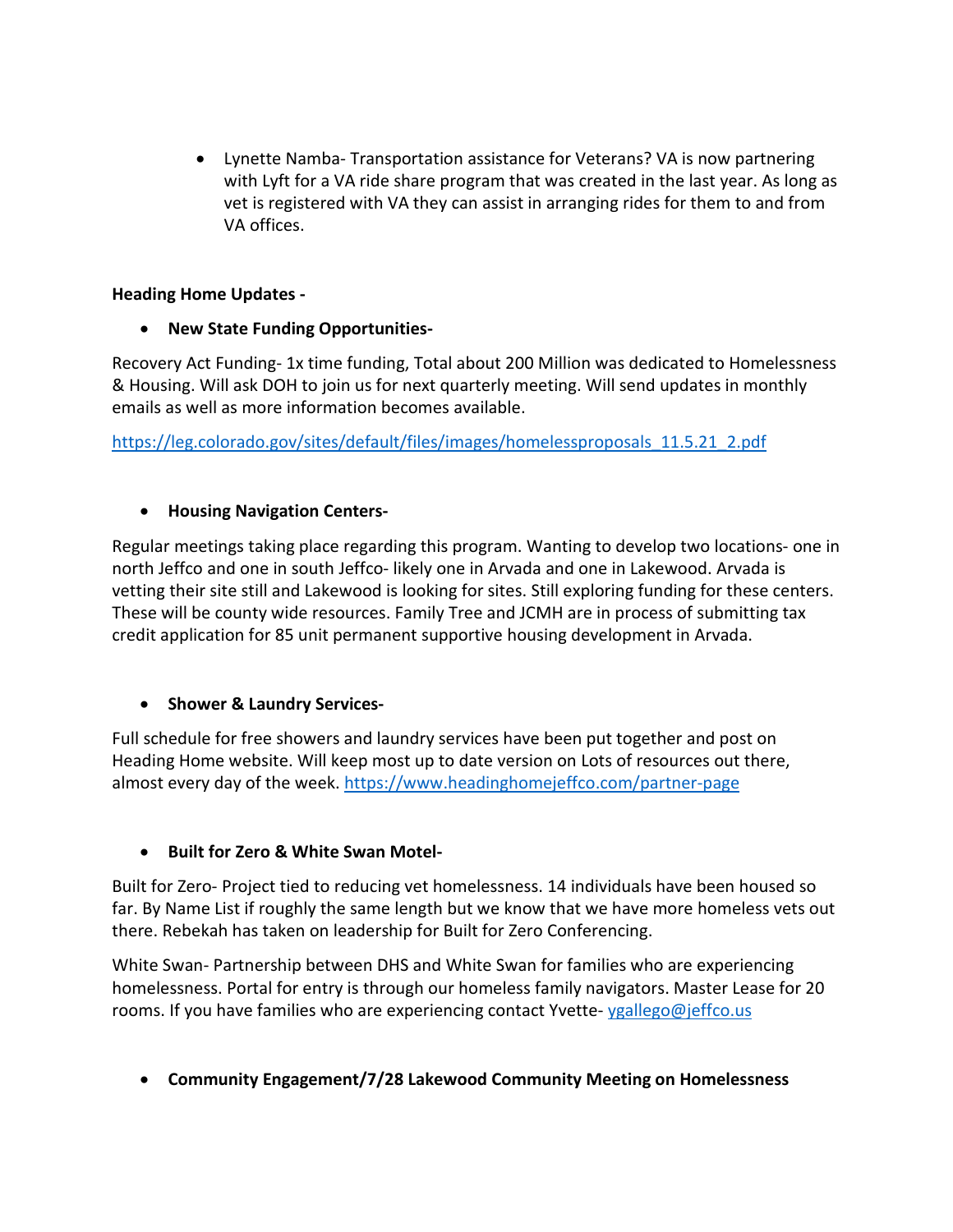- Lynette Namba- Transportation assistance for Veterans? VA is now partnering with Lyft for a VA ride share program that was created in the last year. As long as vet is registered with VA they can assist in arranging rides for them to and from VA offices.

**Heading Home Updates -**

- **New State Funding Opportunities-**

Recovery Act Funding- 1x time funding, Total about 200 Million was dedicated to Homelessness & Housing. Will ask DOH to join us for next quarterly meeting. Will send updates in monthly emails as well as more information becomes available.

https://leg.colorado.gov/sites/default/files/images/homelessproposals_11.5.21_2.pdf

- **Housing Navigation Centers-**

Regular meetings taking place regarding this program. Wanting to develop two locations- one in north Jeffco and one in south Jeffco- likely one in Arvada and one in Lakewood. Arvada is vetting their site still and Lakewood is looking for sites. Still exploring funding for these centers. These will be county wide resources. Family Tree and JCMH are in process of submitting tax credit application for 85 unit permanent supportive housing development in Arvada.

- **Shower & Laundry Services-**

Full schedule for free showers and laundry services have been put together and post on Heading Home website. Will keep most up to date version on Lots of resources out there, almost every day of the week. https://www.headinghomejeffco.com/partner-page

- **Built for Zero & White Swan Motel-**

Built for Zero- Project tied to reducing vet homelessness. 14 individuals have been housed so far. By Name List if roughly the same length but we know that we have more homeless vets out there. Rebekah has taken on leadership for Built for Zero Conferencing.

White Swan- Partnership between DHS and White Swan for families who are experiencing homelessness. Portal for entry is through our homeless family navigators. Master Lease for 20 rooms. If you have families who are experiencing contact Yvette- ygallego@jeffco.us

- **Community Engagement/7/28 Lakewood Community Meeting on Homelessness**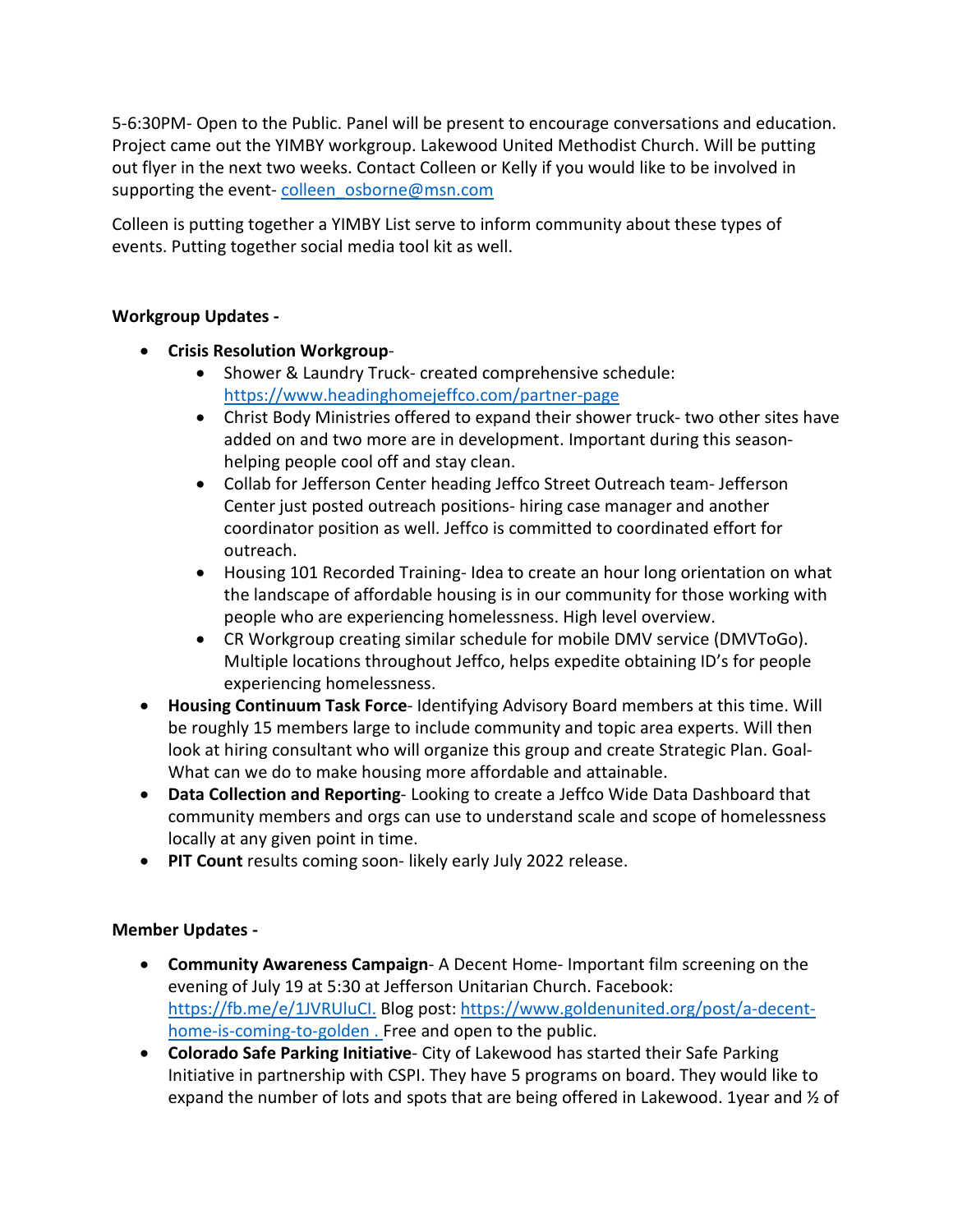5-6:30PM- Open to the Public. Panel will be present to encourage conversations and education. Project came out the YIMBY workgroup. Lakewood United Methodist Church. Will be putting out flyer in the next two weeks. Contact Colleen or Kelly if you would like to be involved in supporting the event- colleen_osborne@msn.com

Colleen is putting together a YIMBY List serve to inform community about these types of events. Putting together social media tool kit as well.

**Workgroup Updates -**

- **Crisis Resolution Workgroup**-
  - Shower & Laundry Truck- created comprehensive schedule: https://www.headinghomejeffco.com/partner-page
  - Christ Body Ministries offered to expand their shower truck- two other sites have added on and two more are in development. Important during this season- helping people cool off and stay clean.
  - Collab for Jefferson Center heading Jeffco Street Outreach team- Jefferson Center just posted outreach positions- hiring case manager and another coordinator position as well. Jeffco is committed to coordinated effort for outreach.
  - Housing 101 Recorded Training- Idea to create an hour long orientation on what the landscape of affordable housing is in our community for those working with people who are experiencing homelessness. High level overview.
  - CR Workgroup creating similar schedule for mobile DMV service (DMVToGo). Multiple locations throughout Jeffco, helps expedite obtaining ID's for people experiencing homelessness.
- **Housing Continuum Task Force**- Identifying Advisory Board members at this time. Will be roughly 15 members large to include community and topic area experts. Will then look at hiring consultant who will organize this group and create Strategic Plan. Goal- What can we do to make housing more affordable and attainable.
- **Data Collection and Reporting**- Looking to create a Jeffco Wide Data Dashboard that community members and orgs can use to understand scale and scope of homelessness locally at any given point in time.
- **PIT Count** results coming soon- likely early July 2022 release.

**Member Updates -**

- **Community Awareness Campaign**- A Decent Home- Important film screening on the evening of July 19 at 5:30 at Jefferson Unitarian Church. Facebook: https://fb.me/e/1JVRUluCI. Blog post: https://www.goldenunited.org/post/a-decent-home-is-coming-to-golden . Free and open to the public.
- **Colorado Safe Parking Initiative**- City of Lakewood has started their Safe Parking Initiative in partnership with CSPI. They have 5 programs on board. They would like to expand the number of lots and spots that are being offered in Lakewood. 1year and ½ of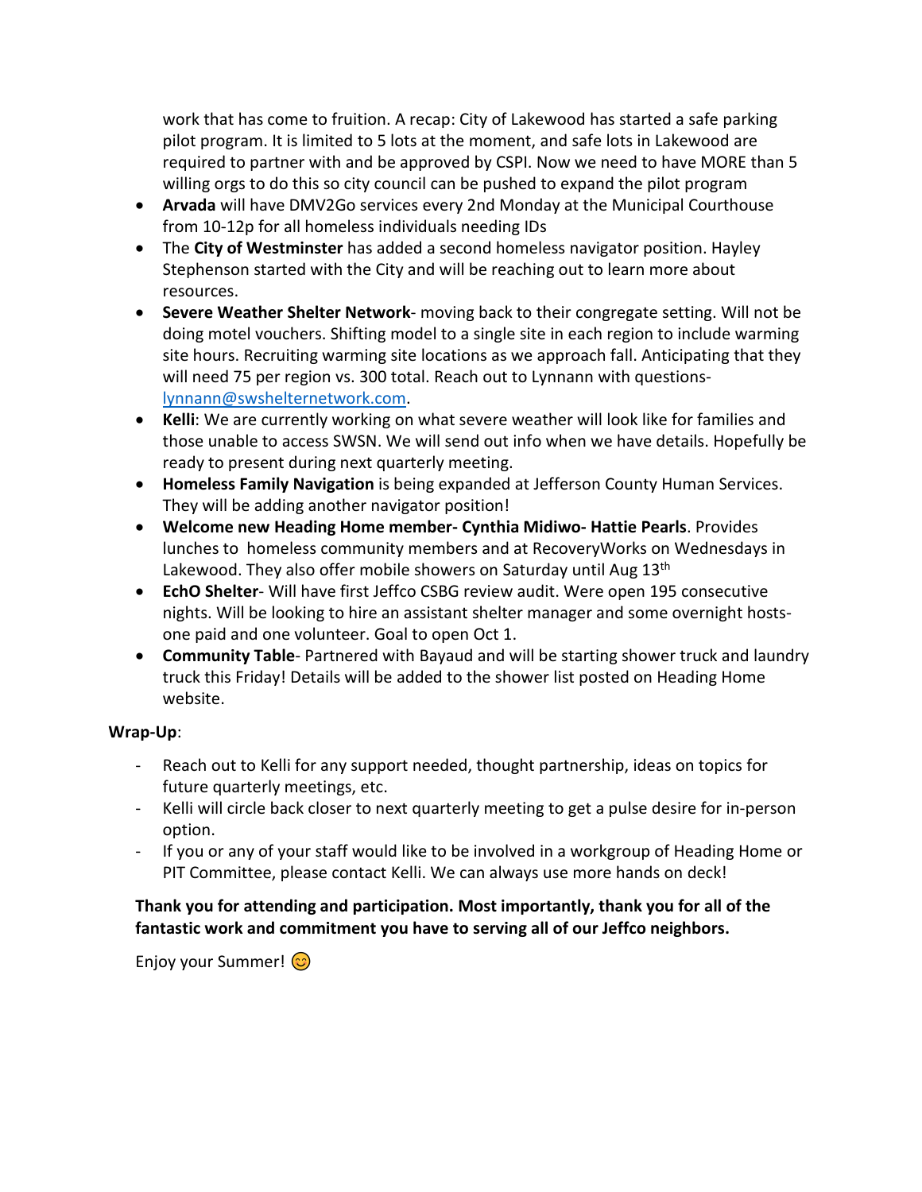work that has come to fruition. A recap: City of Lakewood has started a safe parking pilot program. It is limited to 5 lots at the moment, and safe lots in Lakewood are required to partner with and be approved by CSPI. Now we need to have MORE than 5 willing orgs to do this so city council can be pushed to expand the pilot program

- **Arvada** will have DMV2Go services every 2nd Monday at the Municipal Courthouse from 10-12p for all homeless individuals needing IDs
- The **City of Westminster** has added a second homeless navigator position. Hayley Stephenson started with the City and will be reaching out to learn more about resources.
- **Severe Weather Shelter Network**- moving back to their congregate setting. Will not be doing motel vouchers. Shifting model to a single site in each region to include warming site hours. Recruiting warming site locations as we approach fall. Anticipating that they will need 75 per region vs. 300 total. Reach out to Lynnann with questions- lynnann@swshelternetwork.com.
- **Kelli**: We are currently working on what severe weather will look like for families and those unable to access SWSN. We will send out info when we have details. Hopefully be ready to present during next quarterly meeting.
- **Homeless Family Navigation** is being expanded at Jefferson County Human Services. They will be adding another navigator position!
- **Welcome new Heading Home member- Cynthia Midiwo- Hattie Pearls**. Provides lunches to homeless community members and at RecoveryWorks on Wednesdays in Lakewood. They also offer mobile showers on Saturday until Aug 13th
- **EchO Shelter**- Will have first Jeffco CSBG review audit. Were open 195 consecutive nights. Will be looking to hire an assistant shelter manager and some overnight hosts- one paid and one volunteer. Goal to open Oct 1.
- **Community Table**- Partnered with Bayaud and will be starting shower truck and laundry truck this Friday! Details will be added to the shower list posted on Heading Home website.

**Wrap-Up**:

- Reach out to Kelli for any support needed, thought partnership, ideas on topics for future quarterly meetings, etc.
- Kelli will circle back closer to next quarterly meeting to get a pulse desire for in-person option.
- If you or any of your staff would like to be involved in a workgroup of Heading Home or PIT Committee, please contact Kelli. We can always use more hands on deck!

**Thank you for attending and participation. Most importantly, thank you for all of the fantastic work and commitment you have to serving all of our Jeffco neighbors.**

Enjoy your Summer! 😊